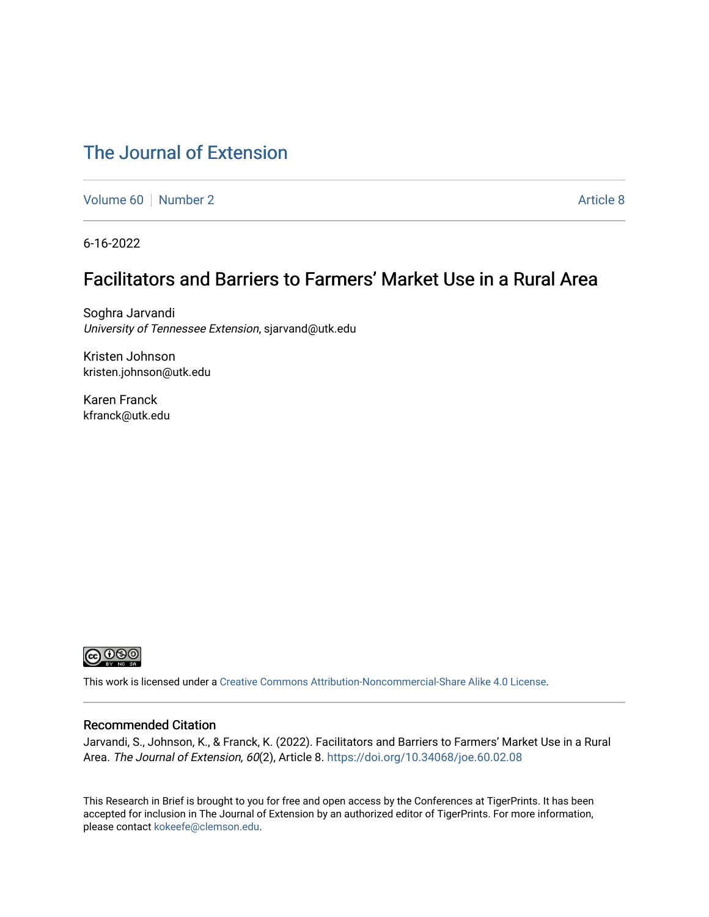# The Journal of Extension

Volume 60 | Number 2 | Article 8

6-16-2022

## Facilitators and Barriers to Farmers' Market Use in a Rural Area

Soghra Jarvandi
*University of Tennessee Extension*, sjarvand@utk.edu

Kristen Johnson
kristen.johnson@utk.edu

Karen Franck
kfranck@utk.edu

This work is licensed under a Creative Commons Attribution-Noncommercial-Share Alike 4.0 License.

### Recommended Citation

Jarvandi, S., Johnson, K., & Franck, K. (2022). Facilitators and Barriers to Farmers' Market Use in a Rural Area. *The Journal of Extension, 60*(2), Article 8. https://doi.org/10.34068/joe.60.02.08

This Research in Brief is brought to you for free and open access by the Conferences at TigerPrints. It has been accepted for inclusion in The Journal of Extension by an authorized editor of TigerPrints. For more information, please contact kokeefe@clemson.edu.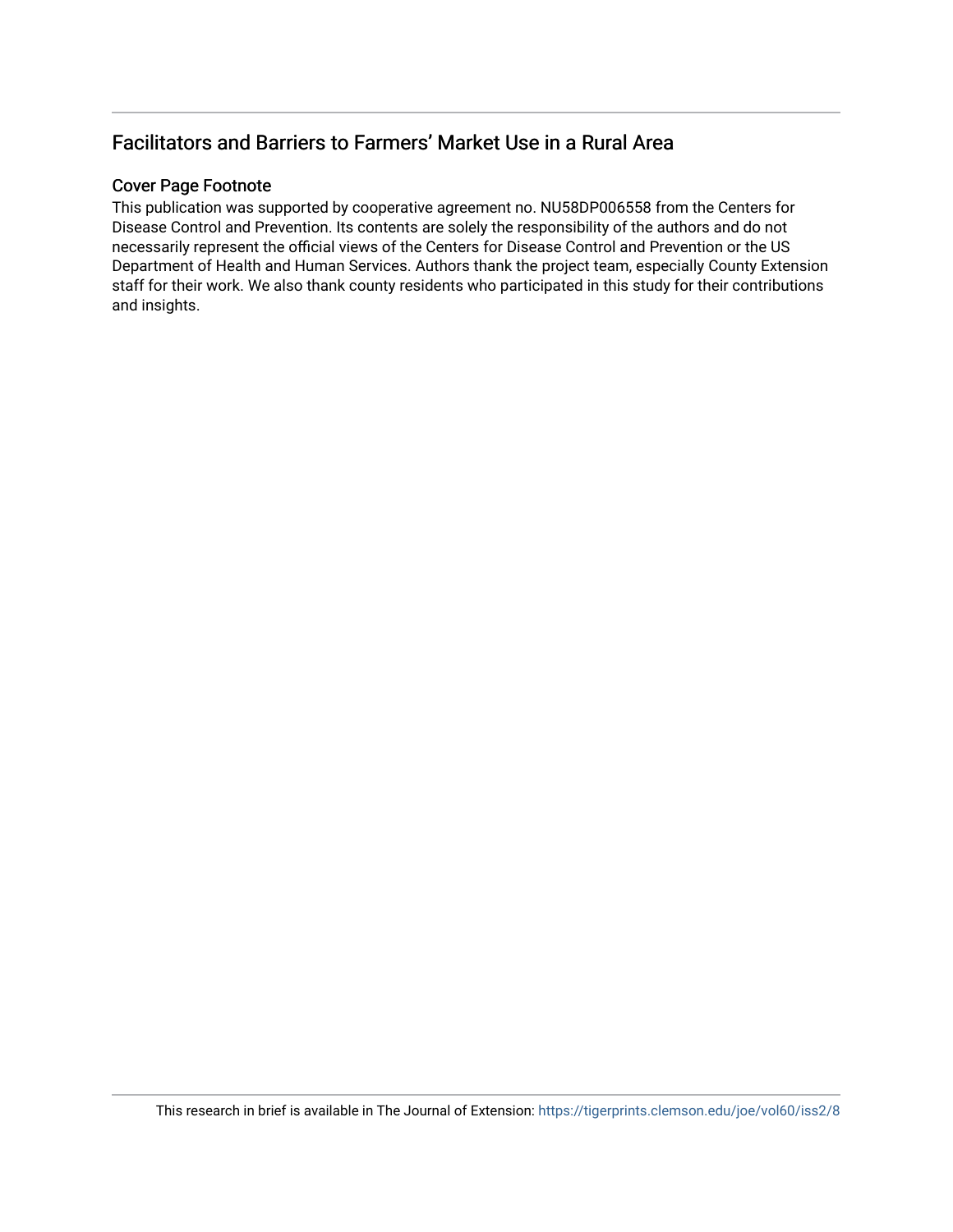## Facilitators and Barriers to Farmers' Market Use in a Rural Area

### Cover Page Footnote

This publication was supported by cooperative agreement no. NU58DP006558 from the Centers for Disease Control and Prevention. Its contents are solely the responsibility of the authors and do not necessarily represent the official views of the Centers for Disease Control and Prevention or the US Department of Health and Human Services. Authors thank the project team, especially County Extension staff for their work. We also thank county residents who participated in this study for their contributions and insights.

This research in brief is available in The Journal of Extension: https://tigerprints.clemson.edu/joe/vol60/iss2/8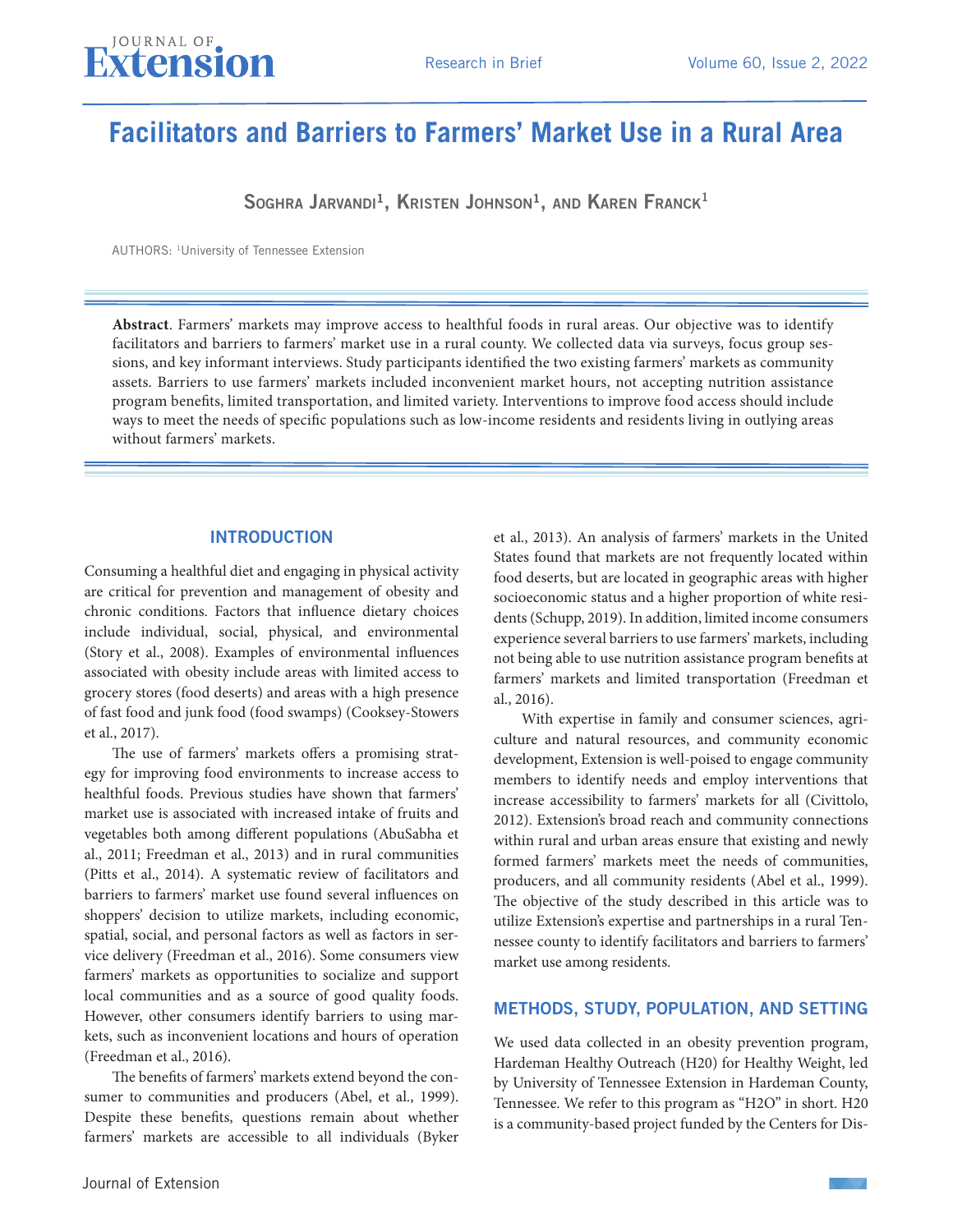# Facilitators and Barriers to Farmers' Market Use in a Rural Area

**Soghra Jarvandi[1], Kristen Johnson[1], and Karen Franck[1]**

AUTHORS: [1]University of Tennessee Extension

**Abstract**. Farmers' markets may improve access to healthful foods in rural areas. Our objective was to identify facilitators and barriers to farmers' market use in a rural county. We collected data via surveys, focus group sessions, and key informant interviews. Study participants identified the two existing farmers' markets as community assets. Barriers to use farmers' markets included inconvenient market hours, not accepting nutrition assistance program benefits, limited transportation, and limited variety. Interventions to improve food access should include ways to meet the needs of specific populations such as low-income residents and residents living in outlying areas without farmers' markets.

## INTRODUCTION

Consuming a healthful diet and engaging in physical activity are critical for prevention and management of obesity and chronic conditions. Factors that influence dietary choices include individual, social, physical, and environmental (Story et al., 2008). Examples of environmental influences associated with obesity include areas with limited access to grocery stores (food deserts) and areas with a high presence of fast food and junk food (food swamps) (Cooksey-Stowers et al., 2017).

The use of farmers' markets offers a promising strategy for improving food environments to increase access to healthful foods. Previous studies have shown that farmers' market use is associated with increased intake of fruits and vegetables both among different populations (AbuSabha et al., 2011; Freedman et al., 2013) and in rural communities (Pitts et al., 2014). A systematic review of facilitators and barriers to farmers' market use found several influences on shoppers' decision to utilize markets, including economic, spatial, social, and personal factors as well as factors in service delivery (Freedman et al., 2016). Some consumers view farmers' markets as opportunities to socialize and support local communities and as a source of good quality foods. However, other consumers identify barriers to using markets, such as inconvenient locations and hours of operation (Freedman et al., 2016).

The benefits of farmers' markets extend beyond the consumer to communities and producers (Abel, et al., 1999). Despite these benefits, questions remain about whether farmers' markets are accessible to all individuals (Byker et al., 2013). An analysis of farmers' markets in the United States found that markets are not frequently located within food deserts, but are located in geographic areas with higher socioeconomic status and a higher proportion of white residents (Schupp, 2019). In addition, limited income consumers experience several barriers to use farmers' markets, including not being able to use nutrition assistance program benefits at farmers' markets and limited transportation (Freedman et al., 2016).

With expertise in family and consumer sciences, agriculture and natural resources, and community economic development, Extension is well-poised to engage community members to identify needs and employ interventions that increase accessibility to farmers' markets for all (Civittolo, 2012). Extension's broad reach and community connections within rural and urban areas ensure that existing and newly formed farmers' markets meet the needs of communities, producers, and all community residents (Abel et al., 1999). The objective of the study described in this article was to utilize Extension's expertise and partnerships in a rural Tennessee county to identify facilitators and barriers to farmers' market use among residents.

## METHODS, STUDY, POPULATION, AND SETTING

We used data collected in an obesity prevention program, Hardeman Healthy Outreach (H20) for Healthy Weight, led by University of Tennessee Extension in Hardeman County, Tennessee. We refer to this program as "H2O" in short. H20 is a community-based project funded by the Centers for Dis-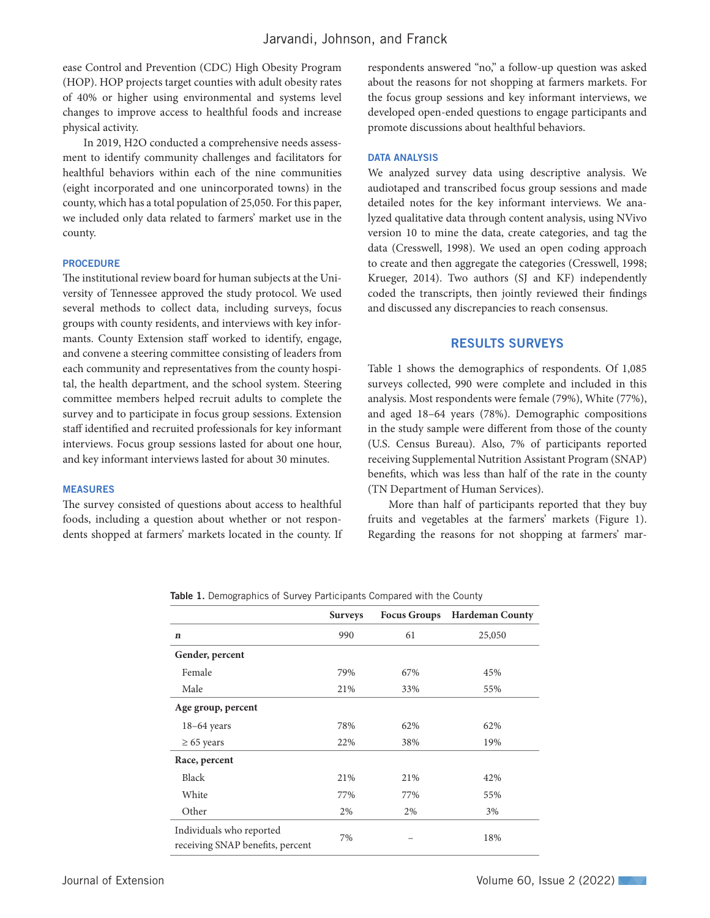ease Control and Prevention (CDC) High Obesity Program (HOP). HOP projects target counties with adult obesity rates of 40% or higher using environmental and systems level changes to improve access to healthful foods and increase physical activity.

In 2019, H2O conducted a comprehensive needs assessment to identify community challenges and facilitators for healthful behaviors within each of the nine communities (eight incorporated and one unincorporated towns) in the county, which has a total population of 25,050. For this paper, we included only data related to farmers' market use in the county.

### PROCEDURE

The institutional review board for human subjects at the University of Tennessee approved the study protocol. We used several methods to collect data, including surveys, focus groups with county residents, and interviews with key informants. County Extension staff worked to identify, engage, and convene a steering committee consisting of leaders from each community and representatives from the county hospital, the health department, and the school system. Steering committee members helped recruit adults to complete the survey and to participate in focus group sessions. Extension staff identified and recruited professionals for key informant interviews. Focus group sessions lasted for about one hour, and key informant interviews lasted for about 30 minutes.

### MEASURES

The survey consisted of questions about access to healthful foods, including a question about whether or not respondents shopped at farmers' markets located in the county. If respondents answered "no," a follow-up question was asked about the reasons for not shopping at farmers markets. For the focus group sessions and key informant interviews, we developed open-ended questions to engage participants and promote discussions about healthful behaviors.

### DATA ANALYSIS

We analyzed survey data using descriptive analysis. We audiotaped and transcribed focus group sessions and made detailed notes for the key informant interviews. We analyzed qualitative data through content analysis, using NVivo version 10 to mine the data, create categories, and tag the data (Cresswell, 1998). We used an open coding approach to create and then aggregate the categories (Cresswell, 1998; Krueger, 2014). Two authors (SJ and KF) independently coded the transcripts, then jointly reviewed their findings and discussed any discrepancies to reach consensus.

## RESULTS SURVEYS

Table 1 shows the demographics of respondents. Of 1,085 surveys collected, 990 were complete and included in this analysis. Most respondents were female (79%), White (77%), and aged 18–64 years (78%). Demographic compositions in the study sample were different from those of the county (U.S. Census Bureau). Also, 7% of participants reported receiving Supplemental Nutrition Assistant Program (SNAP) benefits, which was less than half of the rate in the county (TN Department of Human Services).

More than half of participants reported that they buy fruits and vegetables at the farmers' markets (Figure 1). Regarding the reasons for not shopping at farmers' mar-

**Table 1.** Demographics of Survey Participants Compared with the County

| | Surveys | Focus Groups | Hardeman County |
|---|---|---|---|
| ***n*** | 990 | 61 | 25,050 |
| **Gender, percent** | | | |
| Female | 79% | 67% | 45% |
| Male | 21% | 33% | 55% |
| **Age group, percent** | | | |
| 18–64 years | 78% | 62% | 62% |
| ≥ 65 years | 22% | 38% | 19% |
| **Race, percent** | | | |
| Black | 21% | 21% | 42% |
| White | 77% | 77% | 55% |
| Other | 2% | 2% | 3% |
| Individuals who reported receiving SNAP benefits, percent | 7% | – | 18% |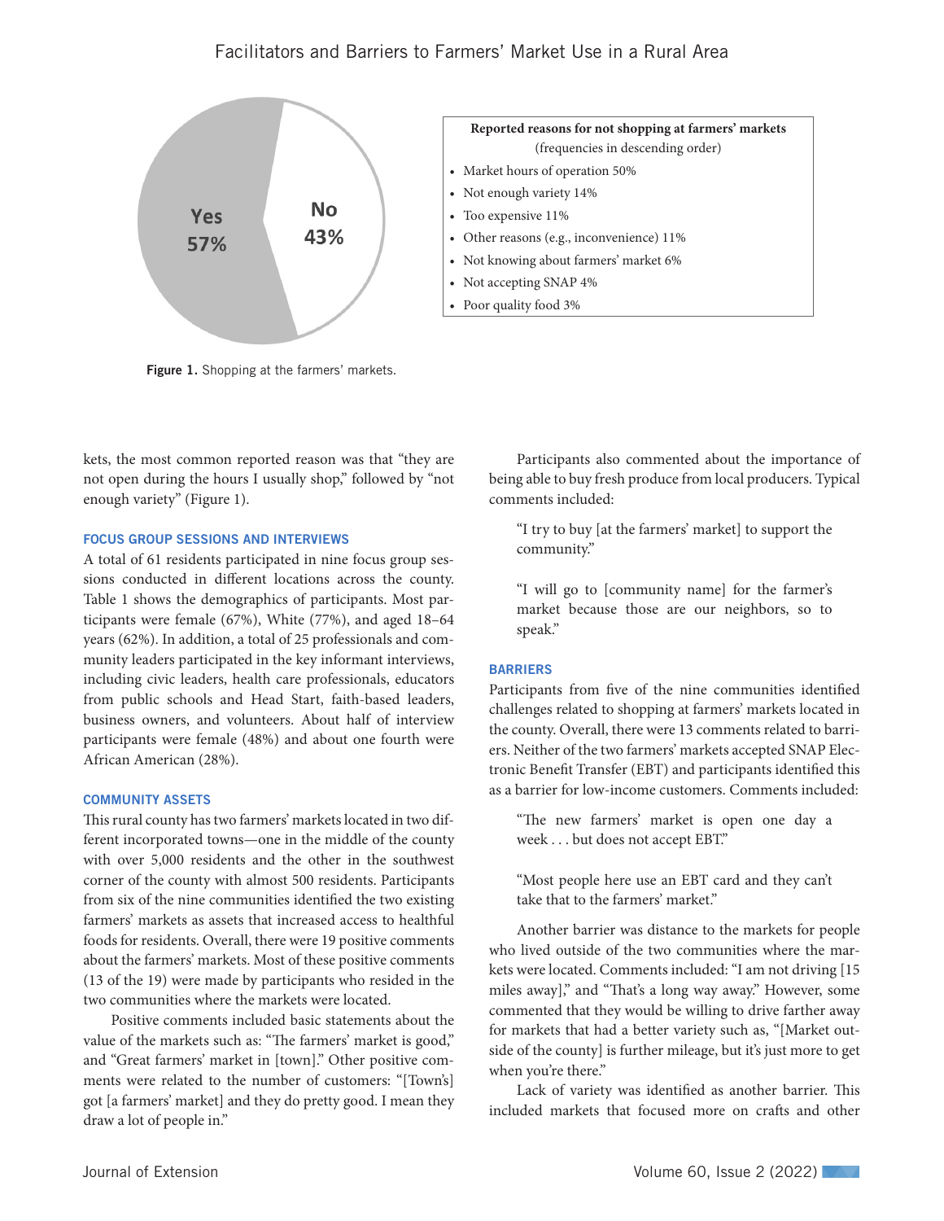Yes 57%

No 43%

**Reported reasons for not shopping at farmers' markets**
(frequencies in descending order)

- Market hours of operation 50%
- Not enough variety 14%
- Too expensive 11%
- Other reasons (e.g., inconvenience) 11%
- Not knowing about farmers' market 6%
- Not accepting SNAP 4%
- Poor quality food 3%

**Figure 1.** Shopping at the farmers' markets.

kets, the most common reported reason was that "they are not open during the hours I usually shop," followed by "not enough variety" (Figure 1).

### FOCUS GROUP SESSIONS AND INTERVIEWS

A total of 61 residents participated in nine focus group sessions conducted in different locations across the county. Table 1 shows the demographics of participants. Most participants were female (67%), White (77%), and aged 18–64 years (62%). In addition, a total of 25 professionals and community leaders participated in the key informant interviews, including civic leaders, health care professionals, educators from public schools and Head Start, faith-based leaders, business owners, and volunteers. About half of interview participants were female (48%) and about one fourth were African American (28%).

### COMMUNITY ASSETS

This rural county has two farmers' markets located in two different incorporated towns—one in the middle of the county with over 5,000 residents and the other in the southwest corner of the county with almost 500 residents. Participants from six of the nine communities identified the two existing farmers' markets as assets that increased access to healthful foods for residents. Overall, there were 19 positive comments about the farmers' markets. Most of these positive comments (13 of the 19) were made by participants who resided in the two communities where the markets were located.

Positive comments included basic statements about the value of the markets such as: "The farmers' market is good," and "Great farmers' market in [town]." Other positive comments were related to the number of customers: "[Town's] got [a farmers' market] and they do pretty good. I mean they draw a lot of people in."

Participants also commented about the importance of being able to buy fresh produce from local producers. Typical comments included:

> "I try to buy [at the farmers' market] to support the community."

> "I will go to [community name] for the farmer's market because those are our neighbors, so to speak."

### BARRIERS

Participants from five of the nine communities identified challenges related to shopping at farmers' markets located in the county. Overall, there were 13 comments related to barriers. Neither of the two farmers' markets accepted SNAP Electronic Benefit Transfer (EBT) and participants identified this as a barrier for low-income customers. Comments included:

> "The new farmers' market is open one day a week . . . but does not accept EBT."

> "Most people here use an EBT card and they can't take that to the farmers' market."

Another barrier was distance to the markets for people who lived outside of the two communities where the markets were located. Comments included: "I am not driving [15 miles away]," and "That's a long way away." However, some commented that they would be willing to drive farther away for markets that had a better variety such as, "[Market outside of the county] is further mileage, but it's just more to get when you're there."

Lack of variety was identified as another barrier. This included markets that focused more on crafts and other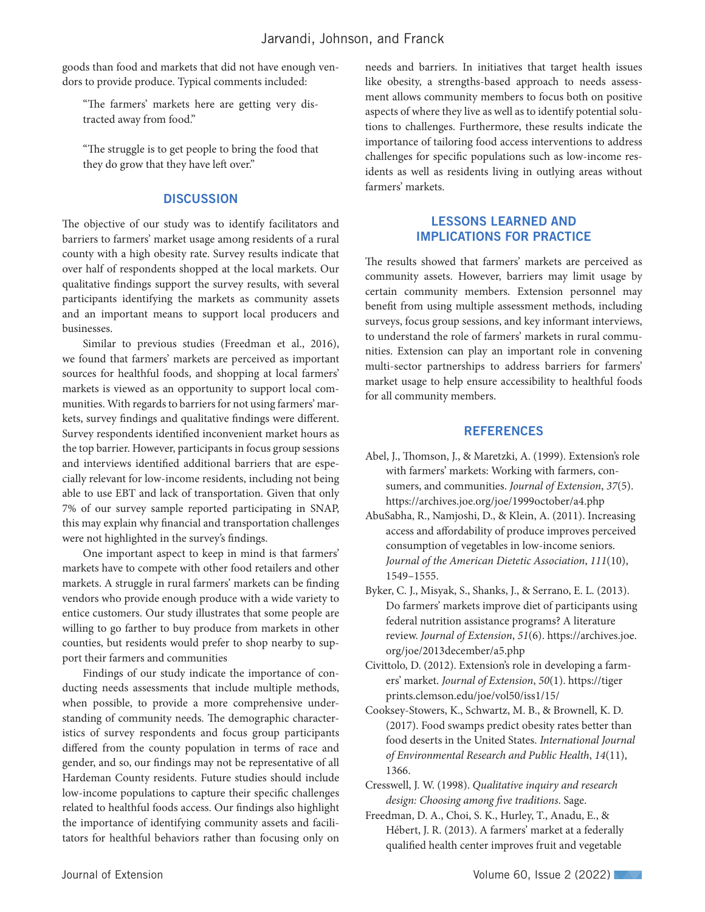goods than food and markets that did not have enough vendors to provide produce. Typical comments included:

> "The farmers' markets here are getting very distracted away from food."

> "The struggle is to get people to bring the food that they do grow that they have left over."

## DISCUSSION

The objective of our study was to identify facilitators and barriers to farmers' market usage among residents of a rural county with a high obesity rate. Survey results indicate that over half of respondents shopped at the local markets. Our qualitative findings support the survey results, with several participants identifying the markets as community assets and an important means to support local producers and businesses.

Similar to previous studies (Freedman et al., 2016), we found that farmers' markets are perceived as important sources for healthful foods, and shopping at local farmers' markets is viewed as an opportunity to support local communities. With regards to barriers for not using farmers' markets, survey findings and qualitative findings were different. Survey respondents identified inconvenient market hours as the top barrier. However, participants in focus group sessions and interviews identified additional barriers that are especially relevant for low-income residents, including not being able to use EBT and lack of transportation. Given that only 7% of our survey sample reported participating in SNAP, this may explain why financial and transportation challenges were not highlighted in the survey's findings.

One important aspect to keep in mind is that farmers' markets have to compete with other food retailers and other markets. A struggle in rural farmers' markets can be finding vendors who provide enough produce with a wide variety to entice customers. Our study illustrates that some people are willing to go farther to buy produce from markets in other counties, but residents would prefer to shop nearby to support their farmers and communities

Findings of our study indicate the importance of conducting needs assessments that include multiple methods, when possible, to provide a more comprehensive understanding of community needs. The demographic characteristics of survey respondents and focus group participants differed from the county population in terms of race and gender, and so, our findings may not be representative of all Hardeman County residents. Future studies should include low-income populations to capture their specific challenges related to healthful foods access. Our findings also highlight the importance of identifying community assets and facilitators for healthful behaviors rather than focusing only on needs and barriers. In initiatives that target health issues like obesity, a strengths-based approach to needs assessment allows community members to focus both on positive aspects of where they live as well as to identify potential solutions to challenges. Furthermore, these results indicate the importance of tailoring food access interventions to address challenges for specific populations such as low-income residents as well as residents living in outlying areas without farmers' markets.

## LESSONS LEARNED AND IMPLICATIONS FOR PRACTICE

The results showed that farmers' markets are perceived as community assets. However, barriers may limit usage by certain community members. Extension personnel may benefit from using multiple assessment methods, including surveys, focus group sessions, and key informant interviews, to understand the role of farmers' markets in rural communities. Extension can play an important role in convening multi-sector partnerships to address barriers for farmers' market usage to help ensure accessibility to healthful foods for all community members.

## REFERENCES

Abel, J., Thomson, J., & Maretzki, A. (1999). Extension's role with farmers' markets: Working with farmers, consumers, and communities. *Journal of Extension*, *37*(5). https://archives.joe.org/joe/1999october/a4.php

AbuSabha, R., Namjoshi, D., & Klein, A. (2011). Increasing access and affordability of produce improves perceived consumption of vegetables in low-income seniors. *Journal of the American Dietetic Association*, *111*(10), 1549–1555.

Byker, C. J., Misyak, S., Shanks, J., & Serrano, E. L. (2013). Do farmers' markets improve diet of participants using federal nutrition assistance programs? A literature review. *Journal of Extension*, *51*(6). https://archives.joe.org/joe/2013december/a5.php

Civittolo, D. (2012). Extension's role in developing a farmers' market. *Journal of Extension*, *50*(1). https://tigerprints.clemson.edu/joe/vol50/iss1/15/

Cooksey-Stowers, K., Schwartz, M. B., & Brownell, K. D. (2017). Food swamps predict obesity rates better than food deserts in the United States. *International Journal of Environmental Research and Public Health*, *14*(11), 1366.

Cresswell, J. W. (1998). *Qualitative inquiry and research design: Choosing among five traditions*. Sage.

Freedman, D. A., Choi, S. K., Hurley, T., Anadu, E., & Hébert, J. R. (2013). A farmers' market at a federally qualified health center improves fruit and vegetable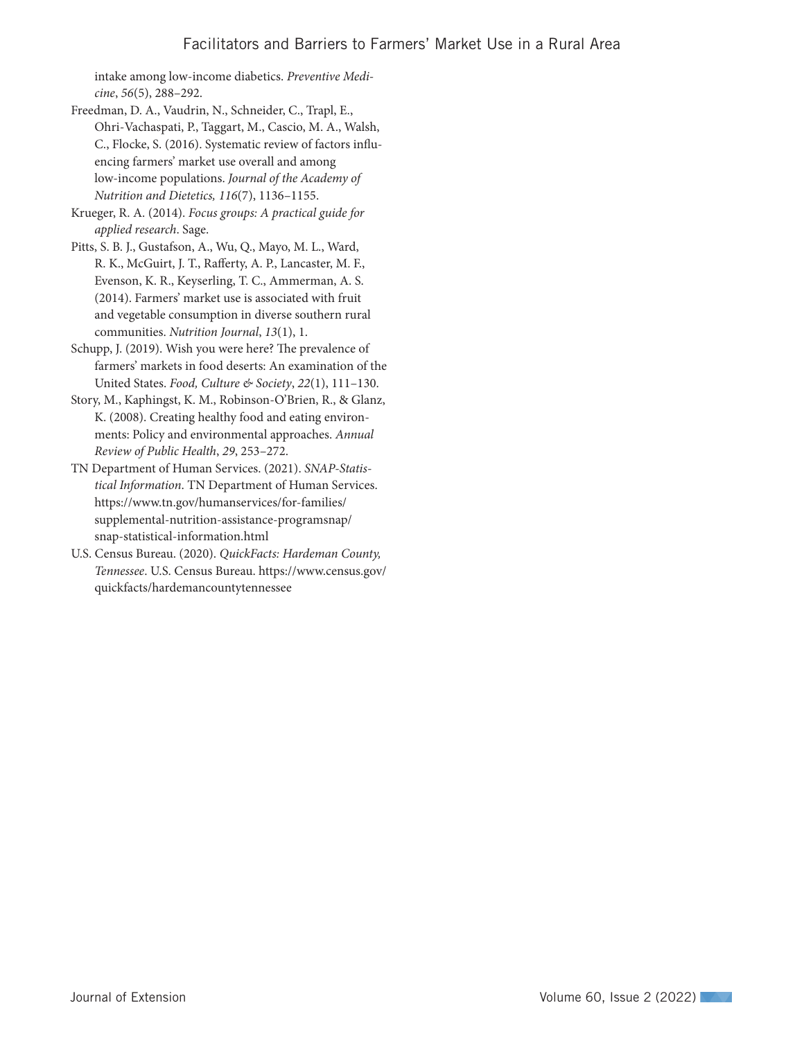intake among low-income diabetics. *Preventive Medicine*, *56*(5), 288–292.

Freedman, D. A., Vaudrin, N., Schneider, C., Trapl, E., Ohri-Vachaspati, P., Taggart, M., Cascio, M. A., Walsh, C., Flocke, S. (2016). Systematic review of factors influencing farmers' market use overall and among low-income populations. *Journal of the Academy of Nutrition and Dietetics, 116*(7), 1136–1155.

Krueger, R. A. (2014). *Focus groups: A practical guide for applied research*. Sage.

Pitts, S. B. J., Gustafson, A., Wu, Q., Mayo, M. L., Ward, R. K., McGuirt, J. T., Rafferty, A. P., Lancaster, M. F., Evenson, K. R., Keyserling, T. C., Ammerman, A. S. (2014). Farmers' market use is associated with fruit and vegetable consumption in diverse southern rural communities. *Nutrition Journal*, *13*(1), 1.

Schupp, J. (2019). Wish you were here? The prevalence of farmers' markets in food deserts: An examination of the United States. *Food, Culture & Society*, *22*(1), 111–130.

Story, M., Kaphingst, K. M., Robinson-O'Brien, R., & Glanz, K. (2008). Creating healthy food and eating environments: Policy and environmental approaches. *Annual Review of Public Health*, *29*, 253–272.

TN Department of Human Services. (2021). *SNAP-Statistical Information*. TN Department of Human Services. https://www.tn.gov/humanservices/for-families/supplemental-nutrition-assistance-programsnap/snap-statistical-information.html

U.S. Census Bureau. (2020). *QuickFacts: Hardeman County, Tennessee*. U.S. Census Bureau. https://www.census.gov/quickfacts/hardemancountytennessee